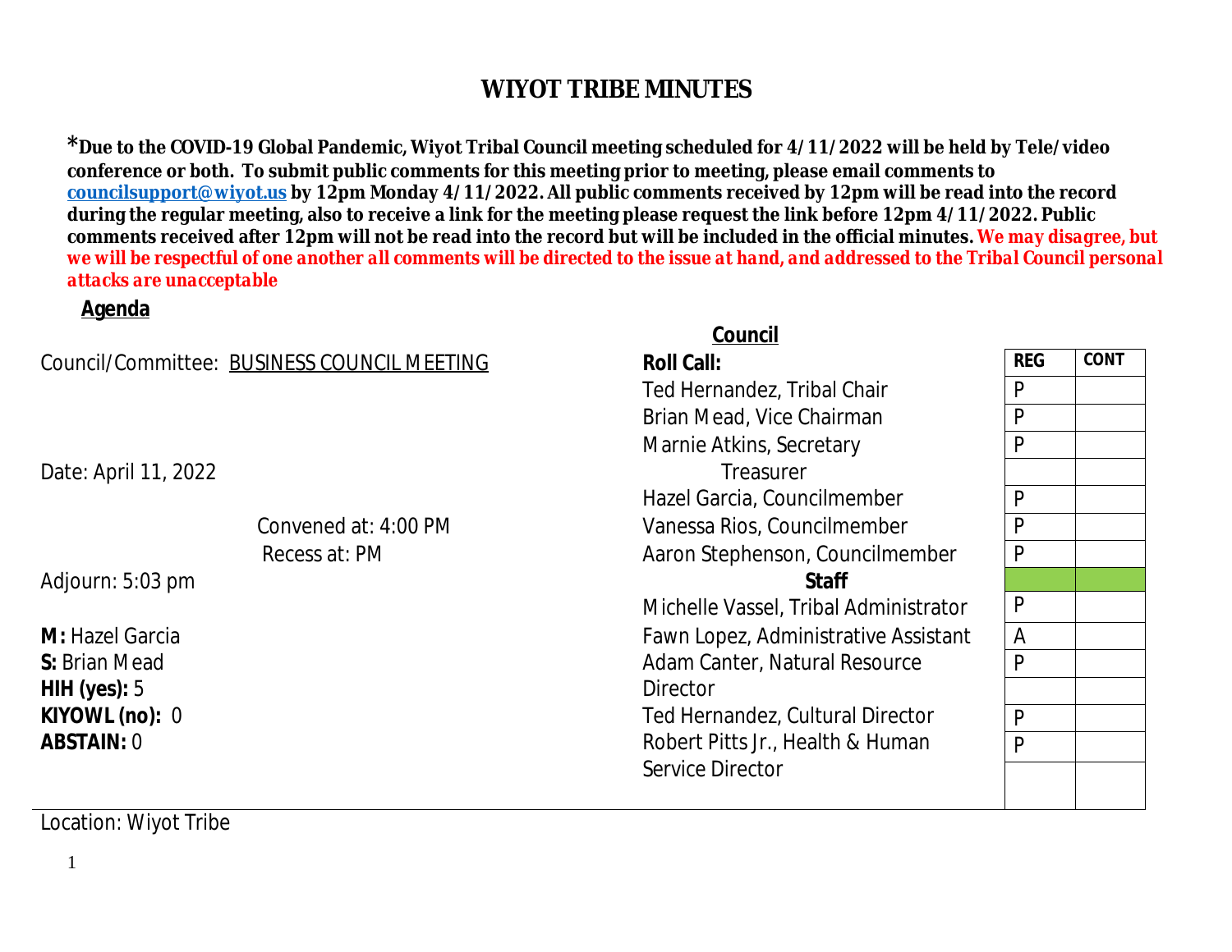# WIYOT TRIBE MINUTES

***Due to the COVID-19 Global Pandemic, Wiyot Tribal Council meeting scheduled for 4/11/2022 will be held by Tele/video conference or both. To submit public comments for this meeting prior to meeting, please email comments to [councilsupport@wiyot.us](mailto:councilsupport@wiyot.us) by 12pm Monday 4/11/2022. All public comments received by 12pm will be read into the record during the regular meeting, also to receive a link for the meeting please request the link before 12pm 4/11/2022. Public comments received after 12pm will not be read into the record but will be included in the official minutes.** ***We may disagree, but we will be respectful of one another all comments will be directed to the issue at hand, and addressed to the Tribal Council personal attacks are unacceptable***

**Agenda**

Council/Committee: BUSINESS COUNCIL MEETING

Date: April 11, 2022

Convened at: 4:00 PM

Recess at: PM

Adjourn: 5:03 pm

**M:** Hazel Garcia
**S:** Brian Mead
**HIH (yes):** 5
**KIYOWL (no):** 0
**ABSTAIN:** 0

Location: Wiyot Tribe

**Council**

| Roll Call: | REG | CONT |
|---|---|---|
| Ted Hernandez, Tribal Chair | P | |
| Brian Mead, Vice Chairman | P | |
| Marnie Atkins, Secretary | P | |
| Treasurer | | |
| Hazel Garcia, Councilmember | P | |
| Vanessa Rios, Councilmember | P | |
| Aaron Stephenson, Councilmember | P | |
| **Staff** | | |
| Michelle Vassel, Tribal Administrator | P | |
| Fawn Lopez, Administrative Assistant | A | |
| Adam Canter, Natural Resource Director | P | |
| Ted Hernandez, Cultural Director | P | |
| Robert Pitts Jr., Health & Human Service Director | P | |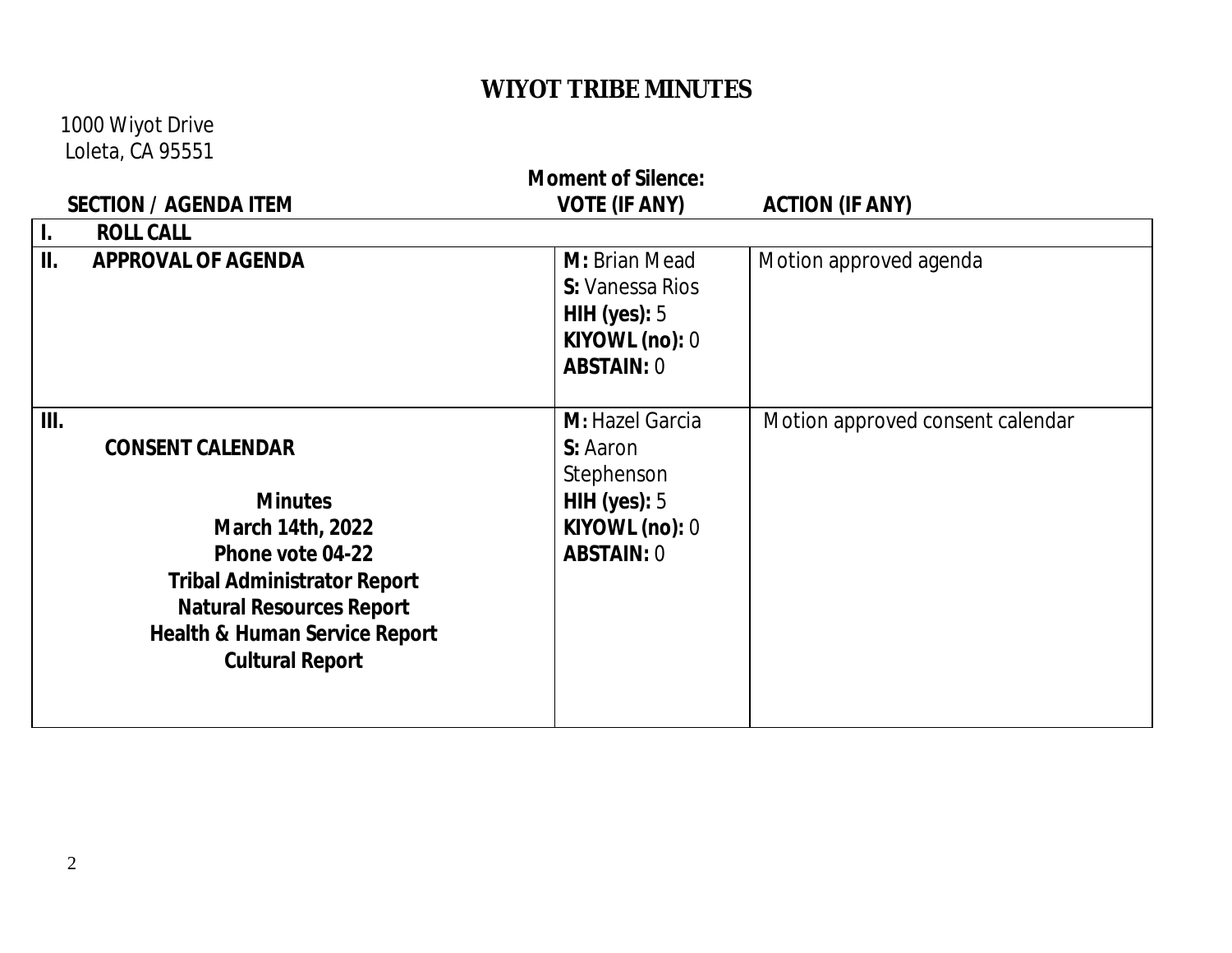# WIYOT TRIBE MINUTES

1000 Wiyot Drive
Loleta, CA 95551

**Moment of Silence:**

| SECTION / AGENDA ITEM | VOTE (IF ANY) | ACTION (IF ANY) |
|---|---|---|
| **I. ROLL CALL** | | |
| **II. APPROVAL OF AGENDA** | **M:** Brian Mead<br>**S:** Vanessa Rios<br>**HIH (yes):** 5<br>**KIYOWL (no):** 0<br>**ABSTAIN:** 0 | Motion approved agenda |
| **III. CONSENT CALENDAR**<br><br>**Minutes**<br>**March 14th, 2022**<br>**Phone vote 04-22**<br>**Tribal Administrator Report**<br>**Natural Resources Report**<br>**Health & Human Service Report**<br>**Cultural Report** | **M:** Hazel Garcia<br>**S:** Aaron Stephenson<br>**HIH (yes):** 5<br>**KIYOWL (no):** 0<br>**ABSTAIN:** 0 | Motion approved consent calendar |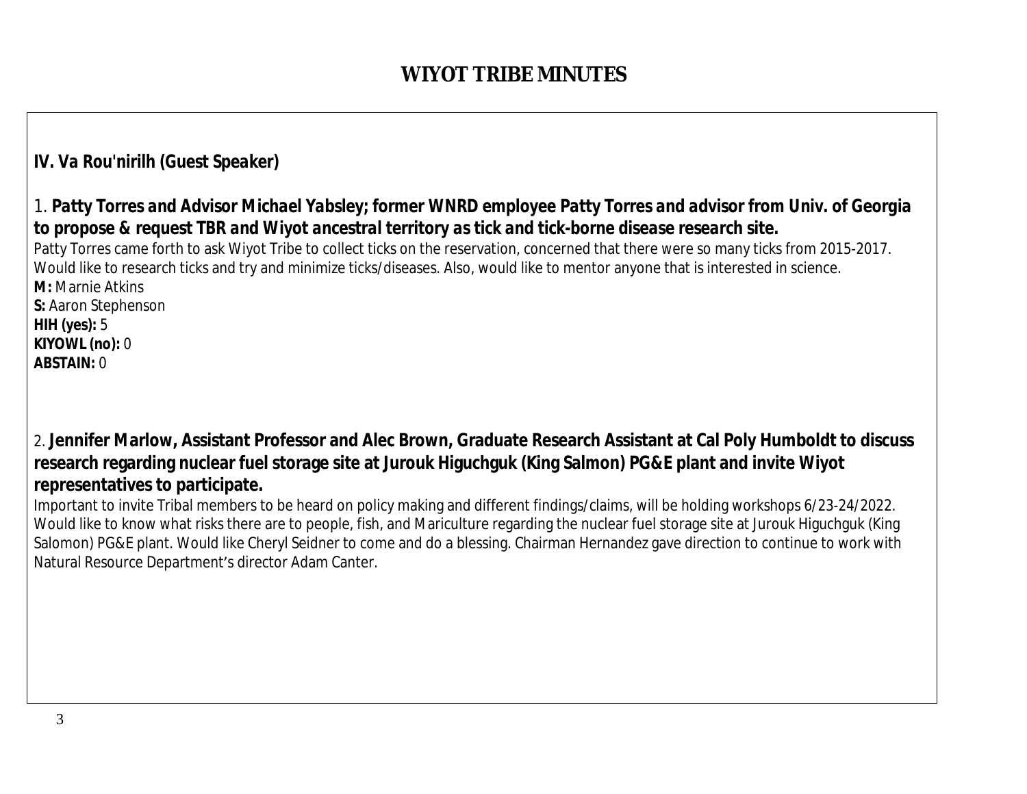# WIYOT TRIBE MINUTES

**IV. Va Rou'nirilh (Guest Speaker)**

1. ***Patty Torres and Advisor Michael Yabsley; former WNRD employee Patty Torres and advisor from Univ. of Georgia to propose & request TBR and Wiyot ancestral territory as tick and tick-borne disease research site.***

Patty Torres came forth to ask Wiyot Tribe to collect ticks on the reservation, concerned that there were so many ticks from 2015-2017. Would like to research ticks and try and minimize ticks/diseases. Also, would like to mentor anyone that is interested in science.

**M:** Marnie Atkins
**S:** Aaron Stephenson
**HIH (yes):** 5
**KIYOWL (no):** 0
**ABSTAIN:** 0

2. **Jennifer Marlow, Assistant Professor and Alec Brown, Graduate Research Assistant at Cal Poly Humboldt to discuss research regarding nuclear fuel storage site at Jurouk Higuchguk (King Salmon) PG&E plant and invite Wiyot representatives to participate.**

Important to invite Tribal members to be heard on policy making and different findings/claims, will be holding workshops 6/23-24/2022. Would like to know what risks there are to people, fish, and Mariculture regarding the nuclear fuel storage site at Jurouk Higuchguk (King Salomon) PG&E plant. Would like Cheryl Seidner to come and do a blessing. Chairman Hernandez gave direction to continue to work with Natural Resource Department's director Adam Canter.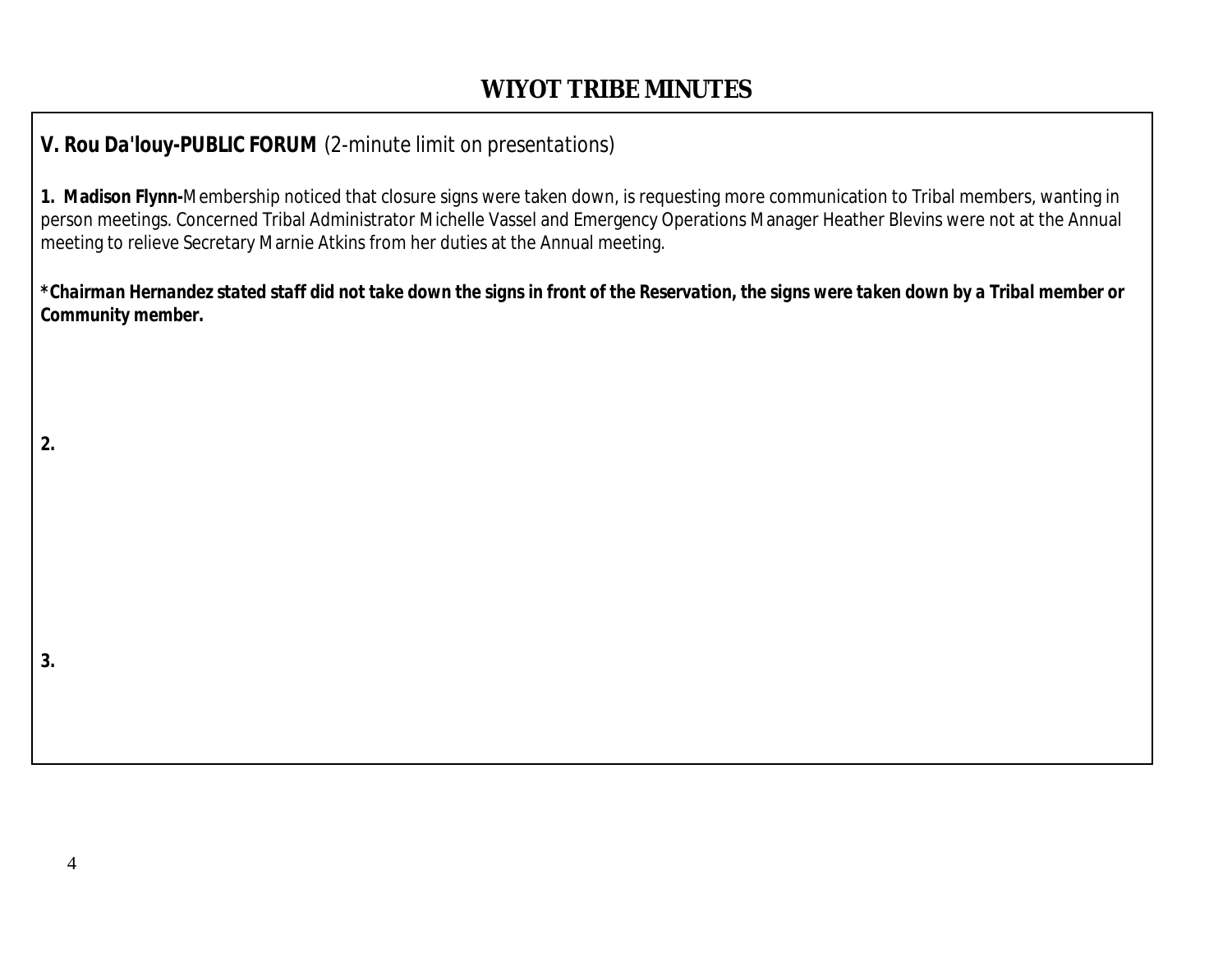# WIYOT TRIBE MINUTES

**V. Rou Da'louy-PUBLIC FORUM** (2-minute limit on presentations)

**1. Madison Flynn-**Membership noticed that closure signs were taken down, is requesting more communication to Tribal members, wanting in person meetings. Concerned Tribal Administrator Michelle Vassel and Emergency Operations Manager Heather Blevins were not at the Annual meeting to relieve Secretary Marnie Atkins from her duties at the Annual meeting.

***Chairman Hernandez stated staff did not take down the signs in front of the Reservation, the signs were taken down by a Tribal member or Community member.**

**2.**

**3.**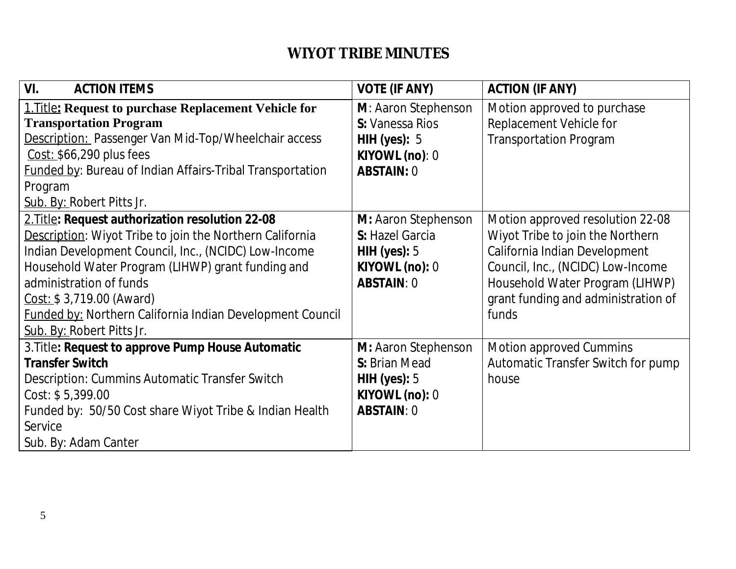# WIYOT TRIBE MINUTES

| VI. ACTION ITEMS | VOTE (IF ANY) | ACTION (IF ANY) |
|---|---|---|
| 1.Title**: Request to purchase Replacement Vehicle for Transportation Program**<br>Description: Passenger Van Mid-Top/Wheelchair access<br>Cost: $66,290 plus fees<br>Funded by: Bureau of Indian Affairs-Tribal Transportation Program<br>Sub. By: Robert Pitts Jr. | **M**: Aaron Stephenson<br>**S:** Vanessa Rios<br>**HIH (yes):** 5<br>**KIYOWL (no)**: 0<br>**ABSTAIN:** 0 | Motion approved to purchase Replacement Vehicle for Transportation Program |
| 2.Title**: Request authorization resolution 22-08**<br>Description: Wiyot Tribe to join the Northern California Indian Development Council, Inc., (NCIDC) Low-Income Household Water Program (LIHWP) grant funding and administration of funds<br>Cost: $ 3,719.00 (Award)<br>Funded by: Northern California Indian Development Council<br>Sub. By: Robert Pitts Jr. | **M:** Aaron Stephenson<br>**S:** Hazel Garcia<br>**HIH (yes):** 5<br>**KIYOWL (no):** 0<br>**ABSTAIN**: 0 | Motion approved resolution 22-08 Wiyot Tribe to join the Northern California Indian Development Council, Inc., (NCIDC) Low-Income Household Water Program (LIHWP) grant funding and administration of funds |
| 3.Title**: Request to approve Pump House Automatic Transfer Switch**<br>Description: Cummins Automatic Transfer Switch<br>Cost: $ 5,399.00<br>Funded by: 50/50 Cost share Wiyot Tribe & Indian Health Service<br>Sub. By: Adam Canter | **M:** Aaron Stephenson<br>**S:** Brian Mead<br>**HIH (yes):** 5<br>**KIYOWL (no):** 0<br>**ABSTAIN**: 0 | Motion approved Cummins Automatic Transfer Switch for pump house |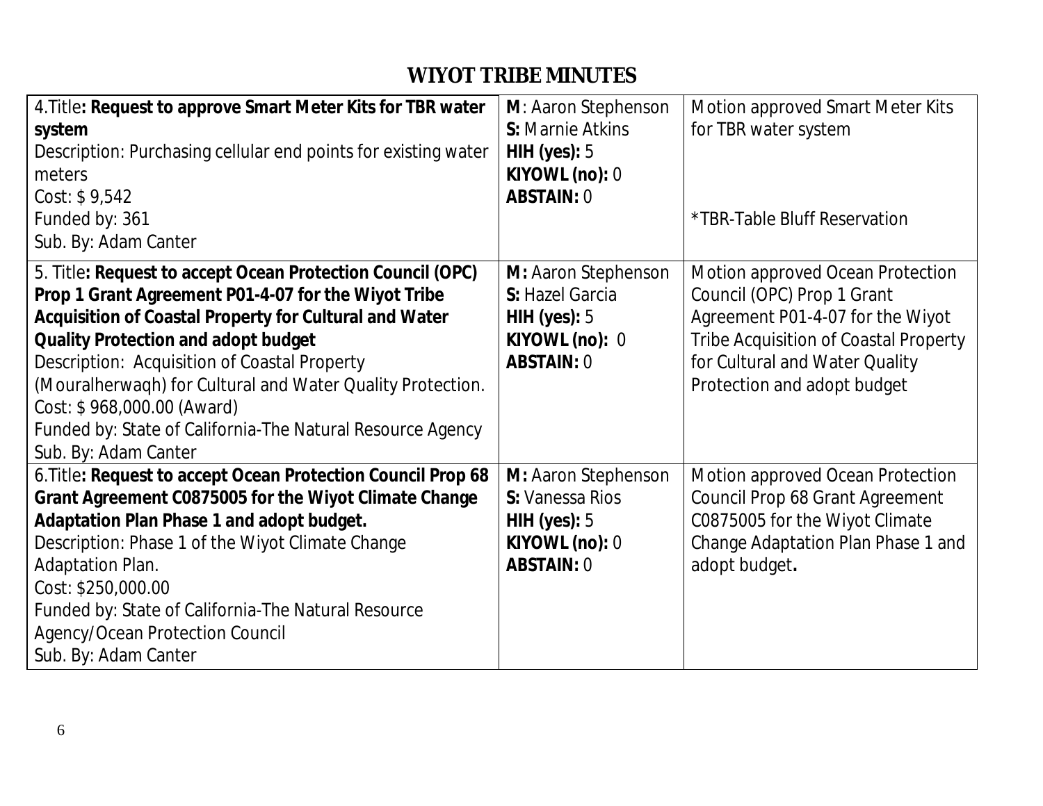# WIYOT TRIBE MINUTES

| | | |
|---|---|---|
| 4.Title**: Request to approve Smart Meter Kits for TBR water system**<br>Description: Purchasing cellular end points for existing water meters<br>Cost: $ 9,542<br>Funded by: 361<br>Sub. By: Adam Canter | **M**: Aaron Stephenson<br>**S:** Marnie Atkins<br>**HIH (yes):** 5<br>**KIYOWL (no):** 0<br>**ABSTAIN:** 0 | Motion approved Smart Meter Kits for TBR water system<br><br>*TBR-Table Bluff Reservation |
| 5. Title**: Request to accept Ocean Protection Council (OPC) Prop 1 Grant Agreement P01-4-07 for the Wiyot Tribe Acquisition of Coastal Property for Cultural and Water Quality Protection and adopt budget**<br>Description: Acquisition of Coastal Property (Mouralherwaqh) for Cultural and Water Quality Protection.<br>Cost: $ 968,000.00 (Award)<br>Funded by: State of California-The Natural Resource Agency<br>Sub. By: Adam Canter | **M:** Aaron Stephenson<br>**S:** Hazel Garcia<br>**HIH (yes):** 5<br>**KIYOWL (no):** 0<br>**ABSTAIN:** 0 | Motion approved Ocean Protection Council (OPC) Prop 1 Grant Agreement P01-4-07 for the Wiyot Tribe Acquisition of Coastal Property for Cultural and Water Quality Protection and adopt budget |
| 6.Title**: Request to accept Ocean Protection Council Prop 68 Grant Agreement C0875005 for the Wiyot Climate Change Adaptation Plan Phase 1 and adopt budget.**<br>Description: Phase 1 of the Wiyot Climate Change Adaptation Plan.<br>Cost: $250,000.00<br>Funded by: State of California-The Natural Resource Agency/Ocean Protection Council<br>Sub. By: Adam Canter | **M:** Aaron Stephenson<br>**S:** Vanessa Rios<br>**HIH (yes):** 5<br>**KIYOWL (no):** 0<br>**ABSTAIN:** 0 | Motion approved Ocean Protection Council Prop 68 Grant Agreement C0875005 for the Wiyot Climate Change Adaptation Plan Phase 1 and adopt budget**.** |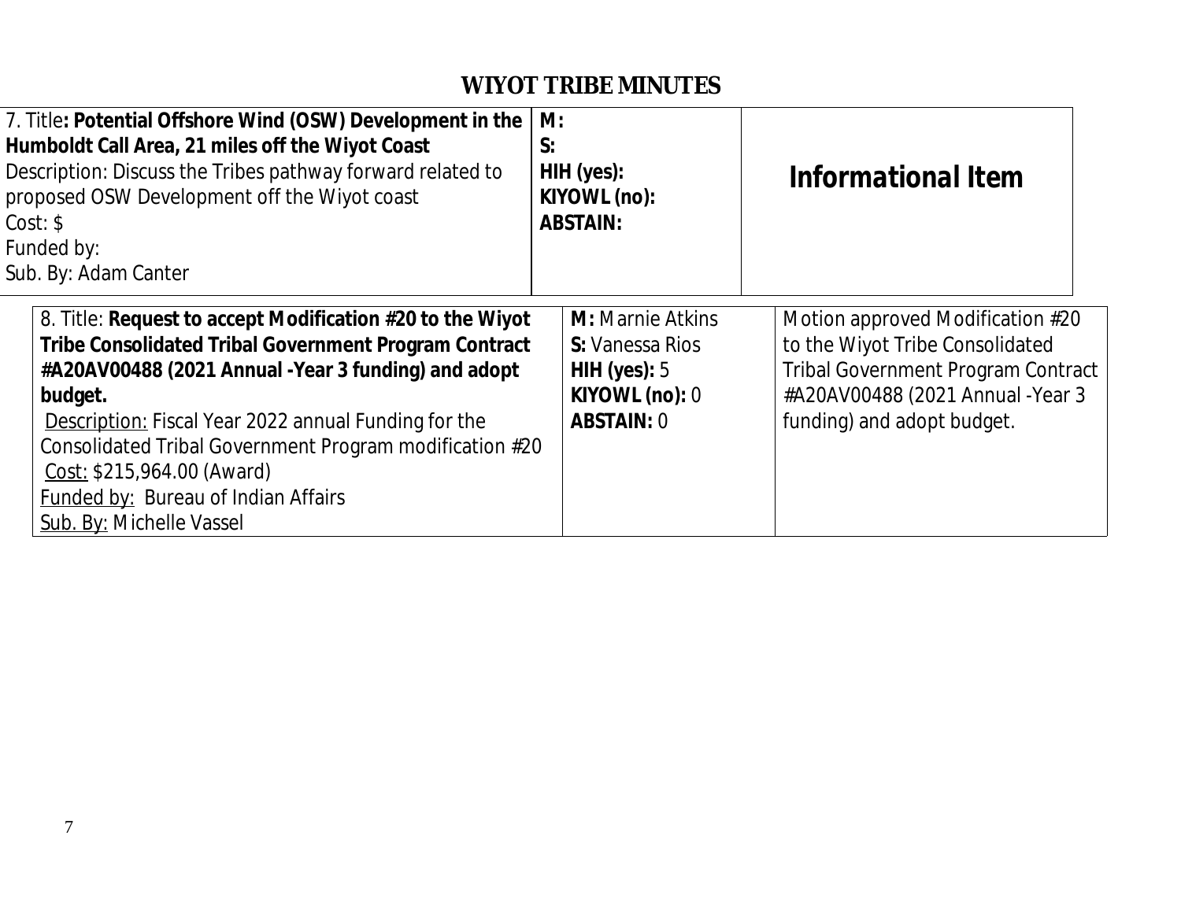# WIYOT TRIBE MINUTES

| | | |
|---|---|---|
| 7. Title**: Potential Offshore Wind (OSW) Development in the Humboldt Call Area, 21 miles off the Wiyot Coast**<br>Description: Discuss the Tribes pathway forward related to proposed OSW Development off the Wiyot coast<br>Cost: $<br>Funded by:<br>Sub. By: Adam Canter | **M:**<br>**S:**<br>**HIH (yes):**<br>**KIYOWL (no):**<br>**ABSTAIN:** | **Informational Item** |
| 8. Title: **Request to accept Modification #20 to the Wiyot Tribe Consolidated Tribal Government Program Contract #A20AV00488 (2021 Annual -Year 3 funding) and adopt budget.**<br>Description: Fiscal Year 2022 annual Funding for the Consolidated Tribal Government Program modification #20<br>Cost: $215,964.00 (Award)<br>Funded by: Bureau of Indian Affairs<br>Sub. By: Michelle Vassel | **M:** Marnie Atkins<br>**S:** Vanessa Rios<br>**HIH (yes):** 5<br>**KIYOWL (no):** 0<br>**ABSTAIN:** 0 | Motion approved Modification #20 to the Wiyot Tribe Consolidated Tribal Government Program Contract #A20AV00488 (2021 Annual -Year 3 funding) and adopt budget. |